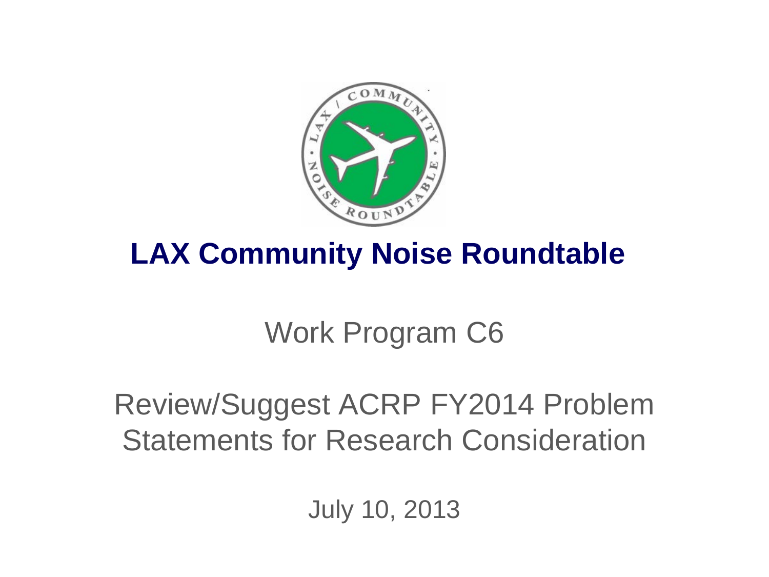# LAX Community Noise Roundtable

## Work Program C6

## Review/Suggest ACRP FY2014 Problem Statements for Research Consideration

July 10, 2013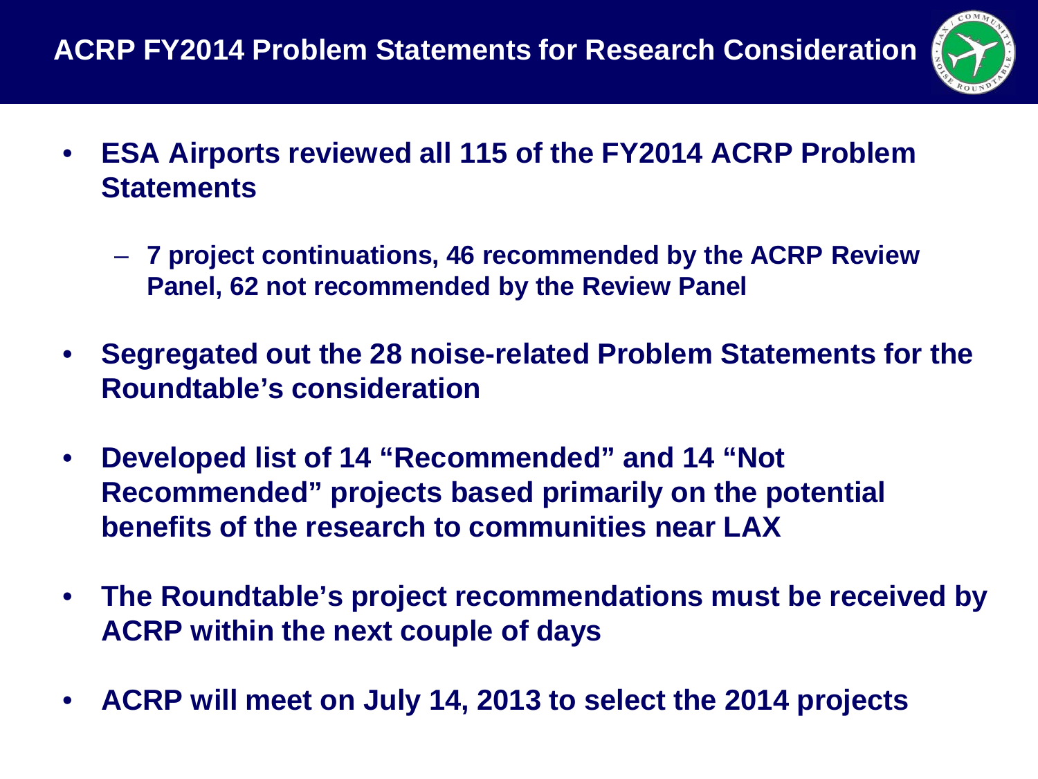## ACRP FY2014 Problem Statements for Research Consideration

- **ESA Airports reviewed all 115 of the FY2014 ACRP Problem Statements**
  - **7 project continuations, 46 recommended by the ACRP Review Panel, 62 not recommended by the Review Panel**
- **Segregated out the 28 noise-related Problem Statements for the Roundtable's consideration**
- **Developed list of 14 "Recommended" and 14 "Not Recommended" projects based primarily on the potential benefits of the research to communities near LAX**
- **The Roundtable's project recommendations must be received by ACRP within the next couple of days**
- **ACRP will meet on July 14, 2013 to select the 2014 projects**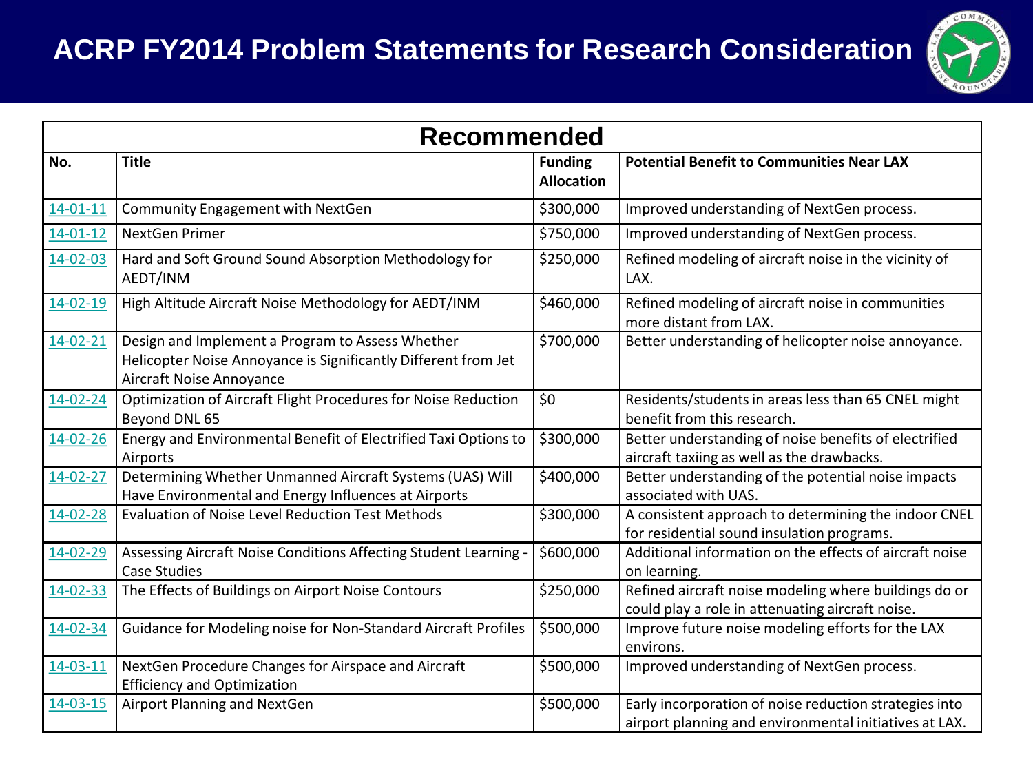# ACRP FY2014 Problem Statements for Research Consideration

| Recommended | | | |
|---|---|---|---|
| **No.** | **Title** | **Funding Allocation** | **Potential Benefit to Communities Near LAX** |
| 14-01-11 | Community Engagement with NextGen | $300,000 | Improved understanding of NextGen process. |
| 14-01-12 | NextGen Primer | $750,000 | Improved understanding of NextGen process. |
| 14-02-03 | Hard and Soft Ground Sound Absorption Methodology for AEDT/INM | $250,000 | Refined modeling of aircraft noise in the vicinity of LAX. |
| 14-02-19 | High Altitude Aircraft Noise Methodology for AEDT/INM | $460,000 | Refined modeling of aircraft noise in communities more distant from LAX. |
| 14-02-21 | Design and Implement a Program to Assess Whether Helicopter Noise Annoyance is Significantly Different from Jet Aircraft Noise Annoyance | $700,000 | Better understanding of helicopter noise annoyance. |
| 14-02-24 | Optimization of Aircraft Flight Procedures for Noise Reduction Beyond DNL 65 | $0 | Residents/students in areas less than 65 CNEL might benefit from this research. |
| 14-02-26 | Energy and Environmental Benefit of Electrified Taxi Options to Airports | $300,000 | Better understanding of noise benefits of electrified aircraft taxiing as well as the drawbacks. |
| 14-02-27 | Determining Whether Unmanned Aircraft Systems (UAS) Will Have Environmental and Energy Influences at Airports | $400,000 | Better understanding of the potential noise impacts associated with UAS. |
| 14-02-28 | Evaluation of Noise Level Reduction Test Methods | $300,000 | A consistent approach to determining the indoor CNEL for residential sound insulation programs. |
| 14-02-29 | Assessing Aircraft Noise Conditions Affecting Student Learning - Case Studies | $600,000 | Additional information on the effects of aircraft noise on learning. |
| 14-02-33 | The Effects of Buildings on Airport Noise Contours | $250,000 | Refined aircraft noise modeling where buildings do or could play a role in attenuating aircraft noise. |
| 14-02-34 | Guidance for Modeling noise for Non-Standard Aircraft Profiles | $500,000 | Improve future noise modeling efforts for the LAX environs. |
| 14-03-11 | NextGen Procedure Changes for Airspace and Aircraft Efficiency and Optimization | $500,000 | Improved understanding of NextGen process. |
| 14-03-15 | Airport Planning and NextGen | $500,000 | Early incorporation of noise reduction strategies into airport planning and environmental initiatives at LAX. |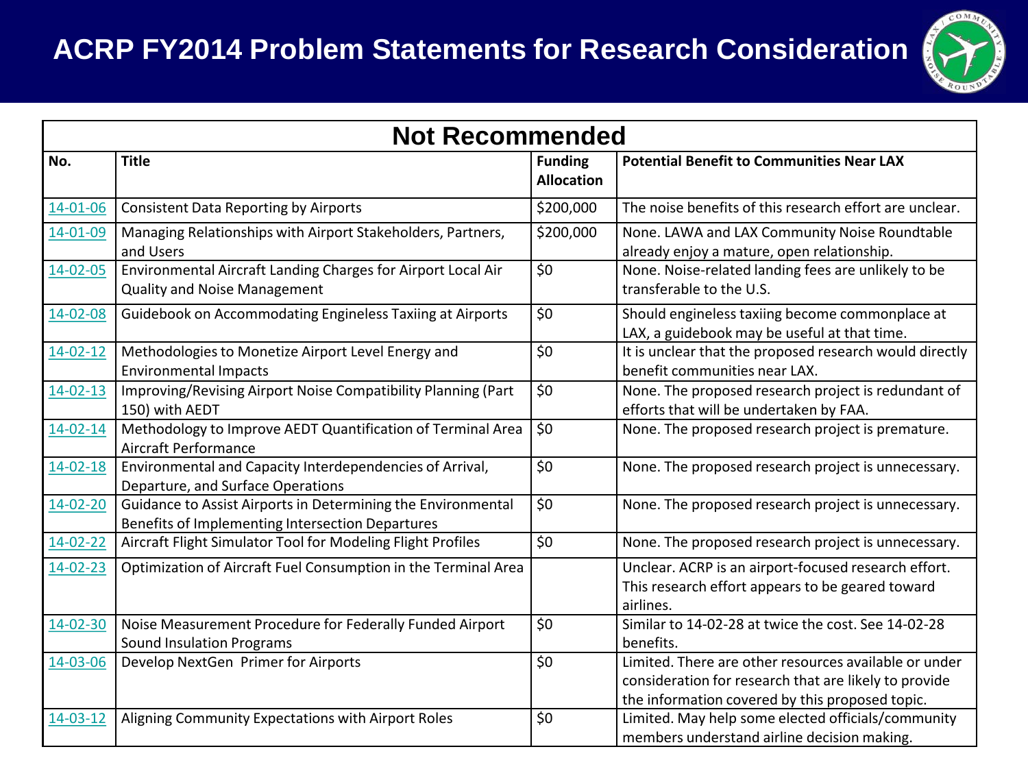# ACRP FY2014 Problem Statements for Research Consideration

| Not Recommended | | | |
|---|---|---|---|
| **No.** | **Title** | **Funding Allocation** | **Potential Benefit to Communities Near LAX** |
| 14-01-06 | Consistent Data Reporting by Airports | $200,000 | The noise benefits of this research effort are unclear. |
| 14-01-09 | Managing Relationships with Airport Stakeholders, Partners, and Users | $200,000 | None. LAWA and LAX Community Noise Roundtable already enjoy a mature, open relationship. |
| 14-02-05 | Environmental Aircraft Landing Charges for Airport Local Air Quality and Noise Management | $0 | None. Noise-related landing fees are unlikely to be transferable to the U.S. |
| 14-02-08 | Guidebook on Accommodating Engineless Taxiing at Airports | $0 | Should engineless taxiing become commonplace at LAX, a guidebook may be useful at that time. |
| 14-02-12 | Methodologies to Monetize Airport Level Energy and Environmental Impacts | $0 | It is unclear that the proposed research would directly benefit communities near LAX. |
| 14-02-13 | Improving/Revising Airport Noise Compatibility Planning (Part 150) with AEDT | $0 | None. The proposed research project is redundant of efforts that will be undertaken by FAA. |
| 14-02-14 | Methodology to Improve AEDT Quantification of Terminal Area Aircraft Performance | $0 | None. The proposed research project is premature. |
| 14-02-18 | Environmental and Capacity Interdependencies of Arrival, Departure, and Surface Operations | $0 | None. The proposed research project is unnecessary. |
| 14-02-20 | Guidance to Assist Airports in Determining the Environmental Benefits of Implementing Intersection Departures | $0 | None. The proposed research project is unnecessary. |
| 14-02-22 | Aircraft Flight Simulator Tool for Modeling Flight Profiles | $0 | None. The proposed research project is unnecessary. |
| 14-02-23 | Optimization of Aircraft Fuel Consumption in the Terminal Area | | Unclear. ACRP is an airport-focused research effort. This research effort appears to be geared toward airlines. |
| 14-02-30 | Noise Measurement Procedure for Federally Funded Airport Sound Insulation Programs | $0 | Similar to 14-02-28 at twice the cost. See 14-02-28 benefits. |
| 14-03-06 | Develop NextGen Primer for Airports | $0 | Limited. There are other resources available or under consideration for research that are likely to provide the information covered by this proposed topic. |
| 14-03-12 | Aligning Community Expectations with Airport Roles | $0 | Limited. May help some elected officials/community members understand airline decision making. |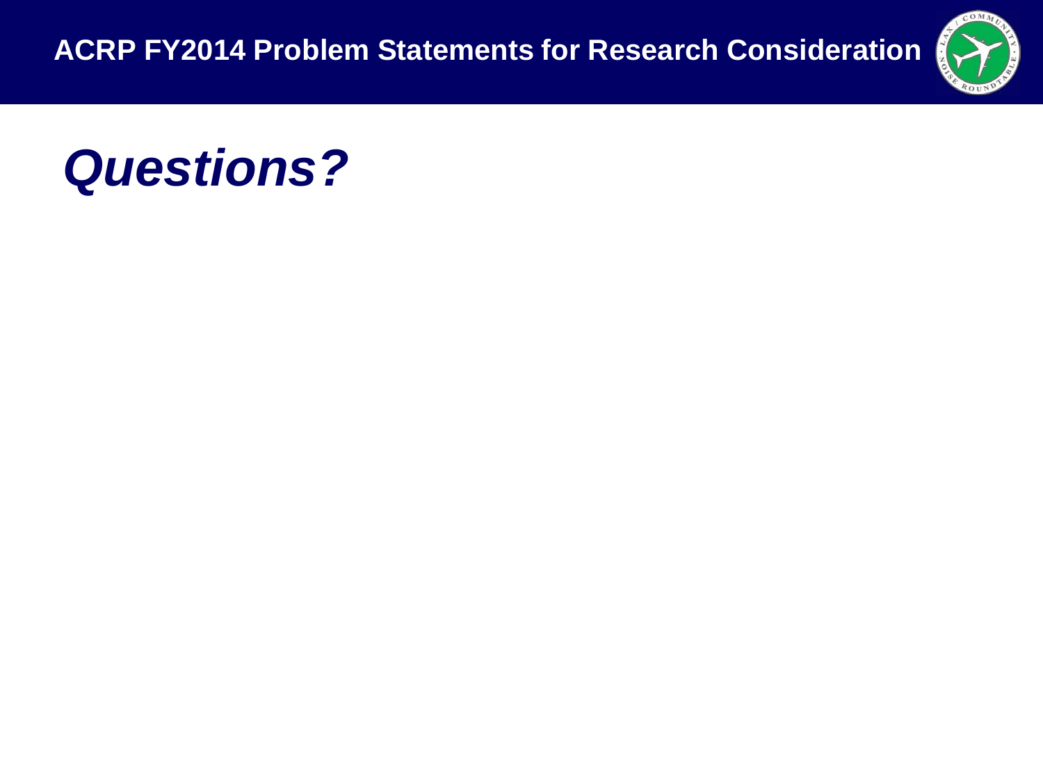# *Questions?*